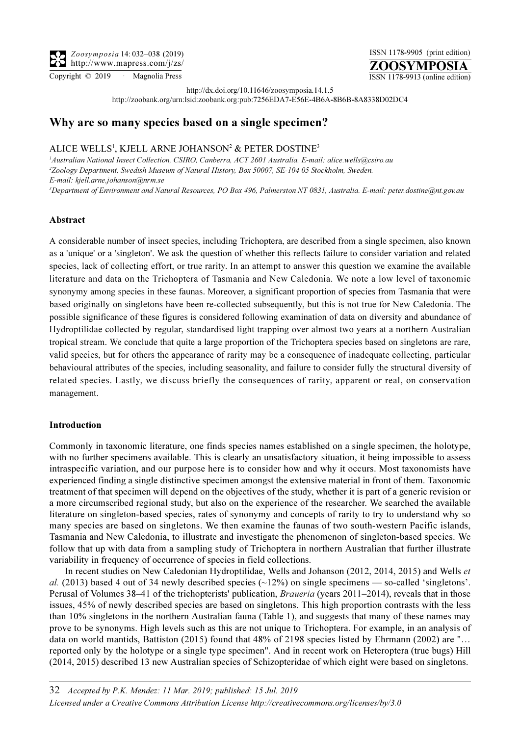http://dx.doi.org/10.11646/zoosymposia.14.1.5

http://zoobank.org/urn:lsid:zoobank.org:pub:7256EDA7-E56E-4B6A-8B6B-8A8338D02DC4

# Why are so many species based on a single specimen?

ALICE WELLS[1], KJELL ARNE JOHANSON[2] & PETER DOSTINE[3]

[1]*Australian National Insect Collection, CSIRO, Canberra, ACT 2601 Australia. E-mail: alice.wells@csiro.au*

[2]*Zoology Department, Swedish Museum of Natural History, Box 50007, SE-104 05 Stockholm, Sweden. E-mail: kjell.arne.johanson@nrm.se*

[3]*Department of Environment and Natural Resources, PO Box 496, Palmerston NT 0831, Australia. E-mail: peter.dostine@nt.gov.au*

## Abstract

A considerable number of insect species, including Trichoptera, are described from a single specimen, also known as a 'unique' or a 'singleton'. We ask the question of whether this reflects failure to consider variation and related species, lack of collecting effort, or true rarity. In an attempt to answer this question we examine the available literature and data on the Trichoptera of Tasmania and New Caledonia. We note a low level of taxonomic synonymy among species in these faunas. Moreover, a significant proportion of species from Tasmania that were based originally on singletons have been re-collected subsequently, but this is not true for New Caledonia. The possible significance of these figures is considered following examination of data on diversity and abundance of Hydroptilidae collected by regular, standardised light trapping over almost two years at a northern Australian tropical stream. We conclude that quite a large proportion of the Trichoptera species based on singletons are rare, valid species, but for others the appearance of rarity may be a consequence of inadequate collecting, particular behavioural attributes of the species, including seasonality, and failure to consider fully the structural diversity of related species. Lastly, we discuss briefly the consequences of rarity, apparent or real, on conservation management.

## Introduction

Commonly in taxonomic literature, one finds species names established on a single specimen, the holotype, with no further specimens available. This is clearly an unsatisfactory situation, it being impossible to assess intraspecific variation, and our purpose here is to consider how and why it occurs. Most taxonomists have experienced finding a single distinctive specimen amongst the extensive material in front of them. Taxonomic treatment of that specimen will depend on the objectives of the study, whether it is part of a generic revision or a more circumscribed regional study, but also on the experience of the researcher. We searched the available literature on singleton-based species, rates of synonymy and concepts of rarity to try to understand why so many species are based on singletons. We then examine the faunas of two south-western Pacific islands, Tasmania and New Caledonia, to illustrate and investigate the phenomenon of singleton-based species. We follow that up with data from a sampling study of Trichoptera in northern Australian that further illustrate variability in frequency of occurrence of species in field collections.

In recent studies on New Caledonian Hydroptilidae, Wells and Johanson (2012, 2014, 2015) and Wells *et al.* (2013) based 4 out of 34 newly described species (~12%) on single specimens — so-called 'singletons'. Perusal of Volumes 38–41 of the trichopterists' publication, *Braueria* (years 2011–2014), reveals that in those issues, 45% of newly described species are based on singletons. This high proportion contrasts with the less than 10% singletons in the northern Australian fauna (Table 1), and suggests that many of these names may prove to be synonyms. High levels such as this are not unique to Trichoptera. For example, in an analysis of data on world mantids, Battiston (2015) found that 48% of 2198 species listed by Ehrmann (2002) are "… reported only by the holotype or a single type specimen". And in recent work on Heteroptera (true bugs) Hill (2014, 2015) described 13 new Australian species of Schizopteridae of which eight were based on singletons.

*Accepted by P.K. Mendez: 11 Mar. 2019; published: 15 Jul. 2019*

*Licensed under a Creative Commons Attribution License http://creativecommons.org/licenses/by/3.0*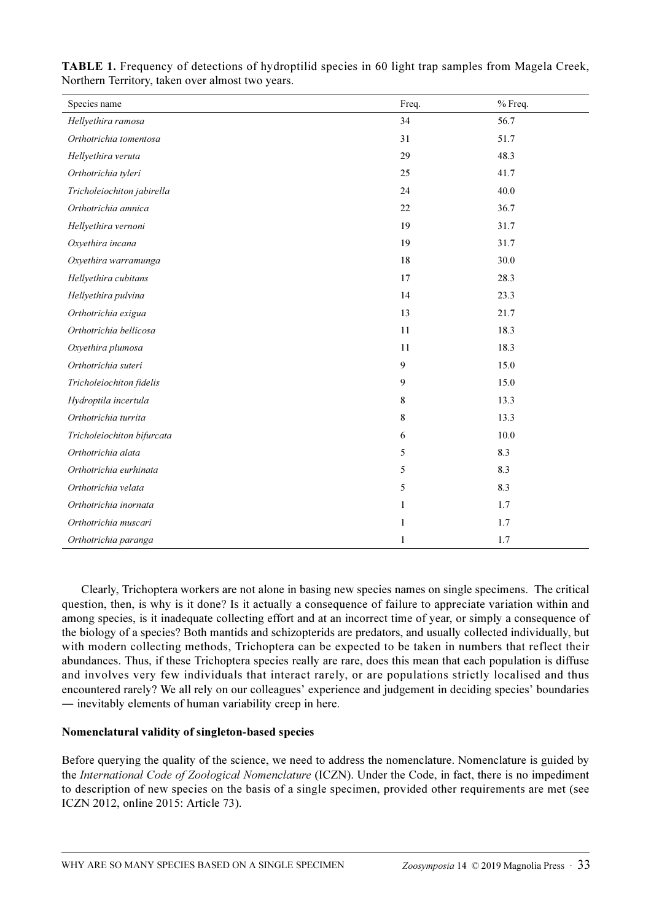**TABLE 1.** Frequency of detections of hydroptilid species in 60 light trap samples from Magela Creek, Northern Territory, taken over almost two years.

| Species name | Freq. | % Freq. |
|---|---|---|
| *Hellyethira ramosa* | 34 | 56.7 |
| *Orthotrichia tomentosa* | 31 | 51.7 |
| *Hellyethira veruta* | 29 | 48.3 |
| *Orthotrichia tyleri* | 25 | 41.7 |
| *Tricholeiochiton jabirella* | 24 | 40.0 |
| *Orthotrichia amnica* | 22 | 36.7 |
| *Hellyethira vernoni* | 19 | 31.7 |
| *Oxyethira incana* | 19 | 31.7 |
| *Oxyethira warramunga* | 18 | 30.0 |
| *Hellyethira cubitans* | 17 | 28.3 |
| *Hellyethira pulvina* | 14 | 23.3 |
| *Orthotrichia exigua* | 13 | 21.7 |
| *Orthotrichia bellicosa* | 11 | 18.3 |
| *Oxyethira plumosa* | 11 | 18.3 |
| *Orthotrichia suteri* | 9 | 15.0 |
| *Tricholeiochiton fidelis* | 9 | 15.0 |
| *Hydroptila incertula* | 8 | 13.3 |
| *Orthotrichia turrita* | 8 | 13.3 |
| *Tricholeiochiton bifurcata* | 6 | 10.0 |
| *Orthotrichia alata* | 5 | 8.3 |
| *Orthotrichia eurhinata* | 5 | 8.3 |
| *Orthotrichia velata* | 5 | 8.3 |
| *Orthotrichia inornata* | 1 | 1.7 |
| *Orthotrichia muscari* | 1 | 1.7 |
| *Orthotrichia paranga* | 1 | 1.7 |

Clearly, Trichoptera workers are not alone in basing new species names on single specimens. The critical question, then, is why is it done? Is it actually a consequence of failure to appreciate variation within and among species, is it inadequate collecting effort and at an incorrect time of year, or simply a consequence of the biology of a species? Both mantids and schizopterids are predators, and usually collected individually, but with modern collecting methods, Trichoptera can be expected to be taken in numbers that reflect their abundances. Thus, if these Trichoptera species really are rare, does this mean that each population is diffuse and involves very few individuals that interact rarely, or are populations strictly localised and thus encountered rarely? We all rely on our colleagues' experience and judgement in deciding species' boundaries — inevitably elements of human variability creep in here.

**Nomenclatural validity of singleton-based species**

Before querying the quality of the science, we need to address the nomenclature. Nomenclature is guided by the *International Code of Zoological Nomenclature* (ICZN). Under the Code, in fact, there is no impediment to description of new species on the basis of a single specimen, provided other requirements are met (see ICZN 2012, online 2015: Article 73).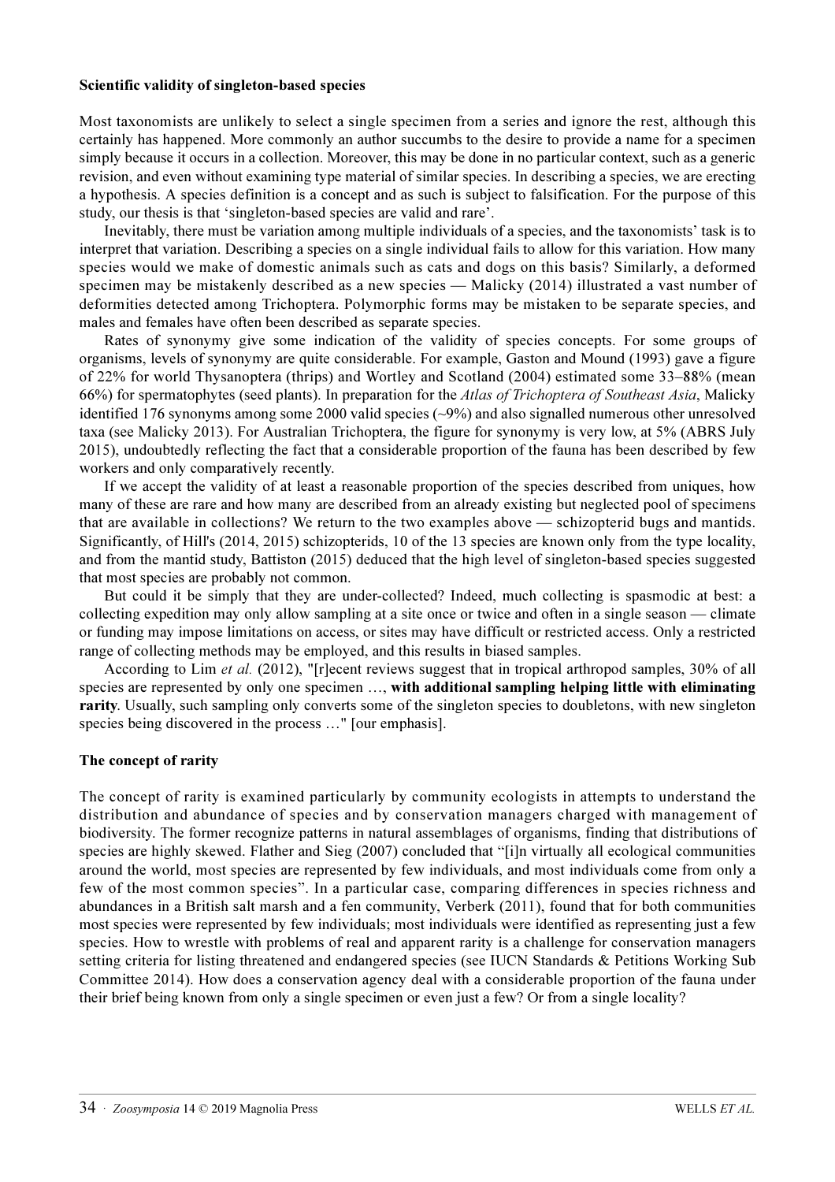**Scientific validity of singleton-based species**

Most taxonomists are unlikely to select a single specimen from a series and ignore the rest, although this certainly has happened. More commonly an author succumbs to the desire to provide a name for a specimen simply because it occurs in a collection. Moreover, this may be done in no particular context, such as a generic revision, and even without examining type material of similar species. In describing a species, we are erecting a hypothesis. A species definition is a concept and as such is subject to falsification. For the purpose of this study, our thesis is that 'singleton-based species are valid and rare'.

Inevitably, there must be variation among multiple individuals of a species, and the taxonomists' task is to interpret that variation. Describing a species on a single individual fails to allow for this variation. How many species would we make of domestic animals such as cats and dogs on this basis? Similarly, a deformed specimen may be mistakenly described as a new species — Malicky (2014) illustrated a vast number of deformities detected among Trichoptera. Polymorphic forms may be mistaken to be separate species, and males and females have often been described as separate species.

Rates of synonymy give some indication of the validity of species concepts. For some groups of organisms, levels of synonymy are quite considerable. For example, Gaston and Mound (1993) gave a figure of 22% for world Thysanoptera (thrips) and Wortley and Scotland (2004) estimated some 33–88% (mean 66%) for spermatophytes (seed plants). In preparation for the *Atlas of Trichoptera of Southeast Asia*, Malicky identified 176 synonyms among some 2000 valid species (~9%) and also signalled numerous other unresolved taxa (see Malicky 2013). For Australian Trichoptera, the figure for synonymy is very low, at 5% (ABRS July 2015), undoubtedly reflecting the fact that a considerable proportion of the fauna has been described by few workers and only comparatively recently.

If we accept the validity of at least a reasonable proportion of the species described from uniques, how many of these are rare and how many are described from an already existing but neglected pool of specimens that are available in collections? We return to the two examples above — schizopterid bugs and mantids. Significantly, of Hill's (2014, 2015) schizopterids, 10 of the 13 species are known only from the type locality, and from the mantid study, Battiston (2015) deduced that the high level of singleton-based species suggested that most species are probably not common.

But could it be simply that they are under-collected? Indeed, much collecting is spasmodic at best: a collecting expedition may only allow sampling at a site once or twice and often in a single season — climate or funding may impose limitations on access, or sites may have difficult or restricted access. Only a restricted range of collecting methods may be employed, and this results in biased samples.

According to Lim *et al.* (2012), "[r]ecent reviews suggest that in tropical arthropod samples, 30% of all species are represented by only one specimen …, **with additional sampling helping little with eliminating rarity**. Usually, such sampling only converts some of the singleton species to doubletons, with new singleton species being discovered in the process …" [our emphasis].

**The concept of rarity**

The concept of rarity is examined particularly by community ecologists in attempts to understand the distribution and abundance of species and by conservation managers charged with management of biodiversity. The former recognize patterns in natural assemblages of organisms, finding that distributions of species are highly skewed. Flather and Sieg (2007) concluded that "[i]n virtually all ecological communities around the world, most species are represented by few individuals, and most individuals come from only a few of the most common species". In a particular case, comparing differences in species richness and abundances in a British salt marsh and a fen community, Verberk (2011), found that for both communities most species were represented by few individuals; most individuals were identified as representing just a few species. How to wrestle with problems of real and apparent rarity is a challenge for conservation managers setting criteria for listing threatened and endangered species (see IUCN Standards & Petitions Working Sub Committee 2014). How does a conservation agency deal with a considerable proportion of the fauna under their brief being known from only a single specimen or even just a few? Or from a single locality?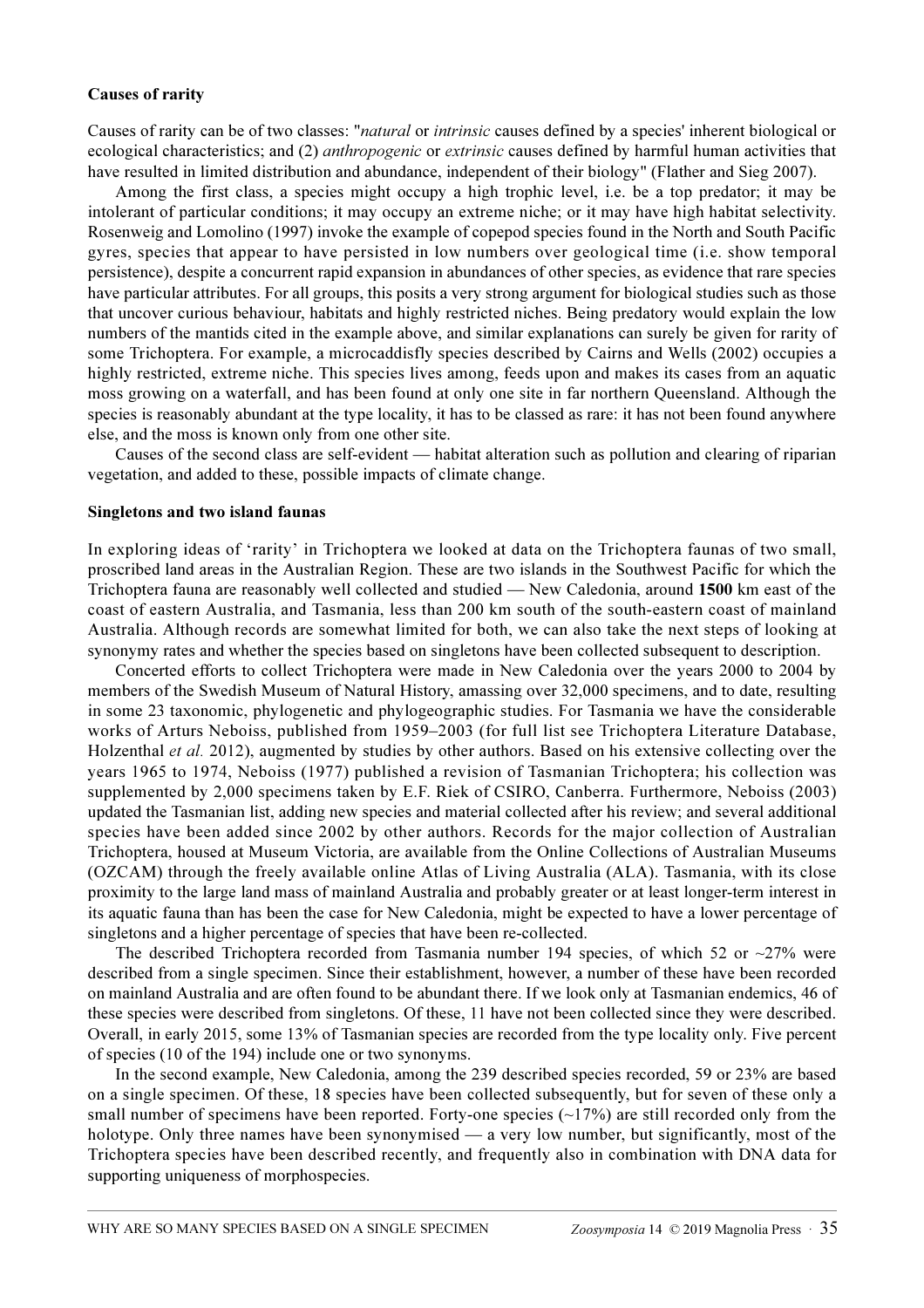**Causes of rarity**

Causes of rarity can be of two classes: "*natural* or *intrinsic* causes defined by a species' inherent biological or ecological characteristics; and (2) *anthropogenic* or *extrinsic* causes defined by harmful human activities that have resulted in limited distribution and abundance, independent of their biology" (Flather and Sieg 2007).

Among the first class, a species might occupy a high trophic level, i.e. be a top predator; it may be intolerant of particular conditions; it may occupy an extreme niche; or it may have high habitat selectivity. Rosenweig and Lomolino (1997) invoke the example of copepod species found in the North and South Pacific gyres, species that appear to have persisted in low numbers over geological time (i.e. show temporal persistence), despite a concurrent rapid expansion in abundances of other species, as evidence that rare species have particular attributes. For all groups, this posits a very strong argument for biological studies such as those that uncover curious behaviour, habitats and highly restricted niches. Being predatory would explain the low numbers of the mantids cited in the example above, and similar explanations can surely be given for rarity of some Trichoptera. For example, a microcaddisfly species described by Cairns and Wells (2002) occupies a highly restricted, extreme niche. This species lives among, feeds upon and makes its cases from an aquatic moss growing on a waterfall, and has been found at only one site in far northern Queensland. Although the species is reasonably abundant at the type locality, it has to be classed as rare: it has not been found anywhere else, and the moss is known only from one other site.

Causes of the second class are self-evident — habitat alteration such as pollution and clearing of riparian vegetation, and added to these, possible impacts of climate change.

**Singletons and two island faunas**

In exploring ideas of 'rarity' in Trichoptera we looked at data on the Trichoptera faunas of two small, proscribed land areas in the Australian Region. These are two islands in the Southwest Pacific for which the Trichoptera fauna are reasonably well collected and studied — New Caledonia, around **1500** km east of the coast of eastern Australia, and Tasmania, less than 200 km south of the south-eastern coast of mainland Australia. Although records are somewhat limited for both, we can also take the next steps of looking at synonymy rates and whether the species based on singletons have been collected subsequent to description.

Concerted efforts to collect Trichoptera were made in New Caledonia over the years 2000 to 2004 by members of the Swedish Museum of Natural History, amassing over 32,000 specimens, and to date, resulting in some 23 taxonomic, phylogenetic and phylogeographic studies. For Tasmania we have the considerable works of Arturs Neboiss, published from 1959–2003 (for full list see Trichoptera Literature Database, Holzenthal *et al.* 2012), augmented by studies by other authors. Based on his extensive collecting over the years 1965 to 1974, Neboiss (1977) published a revision of Tasmanian Trichoptera; his collection was supplemented by 2,000 specimens taken by E.F. Riek of CSIRO, Canberra. Furthermore, Neboiss (2003) updated the Tasmanian list, adding new species and material collected after his review; and several additional species have been added since 2002 by other authors. Records for the major collection of Australian Trichoptera, housed at Museum Victoria, are available from the Online Collections of Australian Museums (OZCAM) through the freely available online Atlas of Living Australia (ALA). Tasmania, with its close proximity to the large land mass of mainland Australia and probably greater or at least longer-term interest in its aquatic fauna than has been the case for New Caledonia, might be expected to have a lower percentage of singletons and a higher percentage of species that have been re-collected.

The described Trichoptera recorded from Tasmania number 194 species, of which 52 or ~27% were described from a single specimen. Since their establishment, however, a number of these have been recorded on mainland Australia and are often found to be abundant there. If we look only at Tasmanian endemics, 46 of these species were described from singletons. Of these, 11 have not been collected since they were described. Overall, in early 2015, some 13% of Tasmanian species are recorded from the type locality only. Five percent of species (10 of the 194) include one or two synonyms.

In the second example, New Caledonia, among the 239 described species recorded, 59 or 23% are based on a single specimen. Of these, 18 species have been collected subsequently, but for seven of these only a small number of specimens have been reported. Forty-one species (~17%) are still recorded only from the holotype. Only three names have been synonymised — a very low number, but significantly, most of the Trichoptera species have been described recently, and frequently also in combination with DNA data for supporting uniqueness of morphospecies.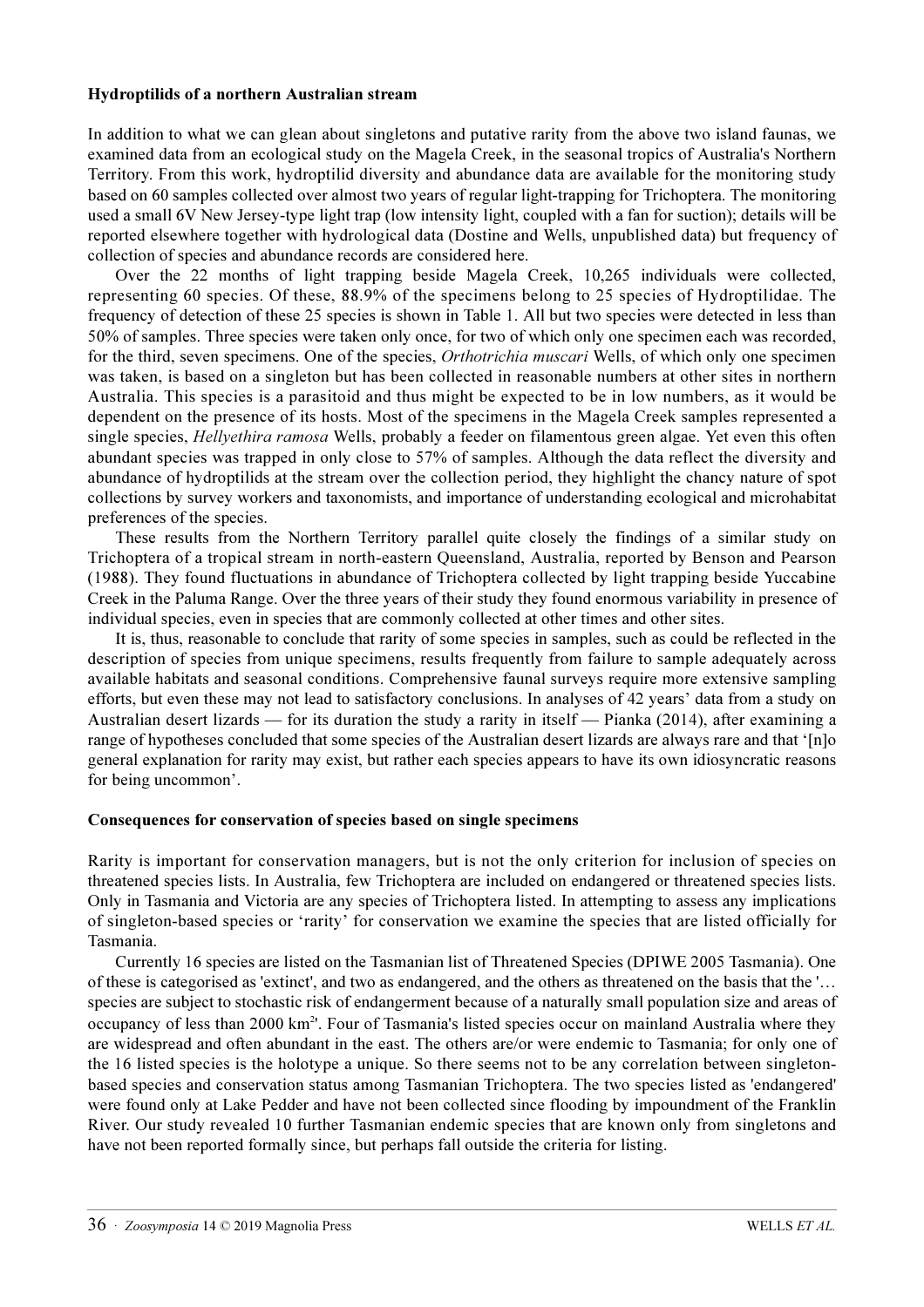**Hydroptilids of a northern Australian stream**

In addition to what we can glean about singletons and putative rarity from the above two island faunas, we examined data from an ecological study on the Magela Creek, in the seasonal tropics of Australia's Northern Territory. From this work, hydroptilid diversity and abundance data are available for the monitoring study based on 60 samples collected over almost two years of regular light-trapping for Trichoptera. The monitoring used a small 6V New Jersey-type light trap (low intensity light, coupled with a fan for suction); details will be reported elsewhere together with hydrological data (Dostine and Wells, unpublished data) but frequency of collection of species and abundance records are considered here.

Over the 22 months of light trapping beside Magela Creek, 10,265 individuals were collected, representing 60 species. Of these, 88.9% of the specimens belong to 25 species of Hydroptilidae. The frequency of detection of these 25 species is shown in Table 1. All but two species were detected in less than 50% of samples. Three species were taken only once, for two of which only one specimen each was recorded, for the third, seven specimens. One of the species, *Orthotrichia muscari* Wells, of which only one specimen was taken, is based on a singleton but has been collected in reasonable numbers at other sites in northern Australia. This species is a parasitoid and thus might be expected to be in low numbers, as it would be dependent on the presence of its hosts. Most of the specimens in the Magela Creek samples represented a single species, *Hellyethira ramosa* Wells, probably a feeder on filamentous green algae. Yet even this often abundant species was trapped in only close to 57% of samples. Although the data reflect the diversity and abundance of hydroptilids at the stream over the collection period, they highlight the chancy nature of spot collections by survey workers and taxonomists, and importance of understanding ecological and microhabitat preferences of the species.

These results from the Northern Territory parallel quite closely the findings of a similar study on Trichoptera of a tropical stream in north-eastern Queensland, Australia, reported by Benson and Pearson (1988). They found fluctuations in abundance of Trichoptera collected by light trapping beside Yuccabine Creek in the Paluma Range. Over the three years of their study they found enormous variability in presence of individual species, even in species that are commonly collected at other times and other sites.

It is, thus, reasonable to conclude that rarity of some species in samples, such as could be reflected in the description of species from unique specimens, results frequently from failure to sample adequately across available habitats and seasonal conditions. Comprehensive faunal surveys require more extensive sampling efforts, but even these may not lead to satisfactory conclusions. In analyses of 42 years' data from a study on Australian desert lizards — for its duration the study a rarity in itself — Pianka (2014), after examining a range of hypotheses concluded that some species of the Australian desert lizards are always rare and that '[n]o general explanation for rarity may exist, but rather each species appears to have its own idiosyncratic reasons for being uncommon'.

**Consequences for conservation of species based on single specimens**

Rarity is important for conservation managers, but is not the only criterion for inclusion of species on threatened species lists. In Australia, few Trichoptera are included on endangered or threatened species lists. Only in Tasmania and Victoria are any species of Trichoptera listed. In attempting to assess any implications of singleton-based species or 'rarity' for conservation we examine the species that are listed officially for Tasmania.

Currently 16 species are listed on the Tasmanian list of Threatened Species (DPIWE 2005 Tasmania). One of these is categorised as 'extinct', and two as endangered, and the others as threatened on the basis that the '… species are subject to stochastic risk of endangerment because of a naturally small population size and areas of occupancy of less than 2000 km$^2$'. Four of Tasmania's listed species occur on mainland Australia where they are widespread and often abundant in the east. The others are/or were endemic to Tasmania; for only one of the 16 listed species is the holotype a unique. So there seems not to be any correlation between singleton-based species and conservation status among Tasmanian Trichoptera. The two species listed as 'endangered' were found only at Lake Pedder and have not been collected since flooding by impoundment of the Franklin River. Our study revealed 10 further Tasmanian endemic species that are known only from singletons and have not been reported formally since, but perhaps fall outside the criteria for listing.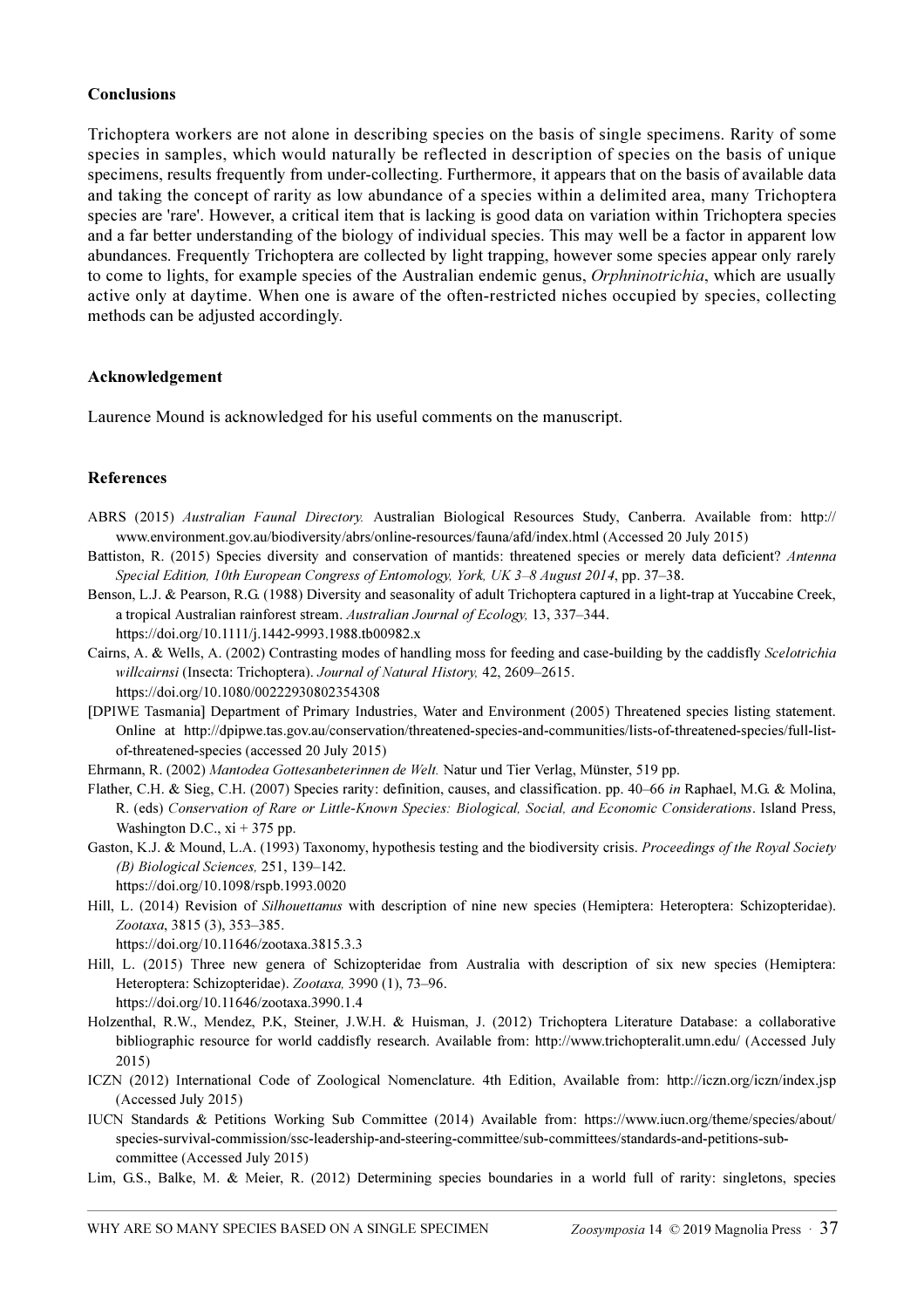### Conclusions

Trichoptera workers are not alone in describing species on the basis of single specimens. Rarity of some species in samples, which would naturally be reflected in description of species on the basis of unique specimens, results frequently from under-collecting. Furthermore, it appears that on the basis of available data and taking the concept of rarity as low abundance of a species within a delimited area, many Trichoptera species are 'rare'. However, a critical item that is lacking is good data on variation within Trichoptera species and a far better understanding of the biology of individual species. This may well be a factor in apparent low abundances. Frequently Trichoptera are collected by light trapping, however some species appear only rarely to come to lights, for example species of the Australian endemic genus, *Orphninotrichia*, which are usually active only at daytime. When one is aware of the often-restricted niches occupied by species, collecting methods can be adjusted accordingly.

### Acknowledgement

Laurence Mound is acknowledged for his useful comments on the manuscript.

### References

ABRS (2015) *Australian Faunal Directory.* Australian Biological Resources Study, Canberra. Available from: http://www.environment.gov.au/biodiversity/abrs/online-resources/fauna/afd/index.html (Accessed 20 July 2015)

Battiston, R. (2015) Species diversity and conservation of mantids: threatened species or merely data deficient? *Antenna Special Edition, 10th European Congress of Entomology, York, UK 3–8 August 2014*, pp. 37–38.

Benson, L.J. & Pearson, R.G. (1988) Diversity and seasonality of adult Trichoptera captured in a light-trap at Yuccabine Creek, a tropical Australian rainforest stream. *Australian Journal of Ecology,* 13, 337–344. https://doi.org/10.1111/j.1442-9993.1988.tb00982.x

Cairns, A. & Wells, A. (2002) Contrasting modes of handling moss for feeding and case-building by the caddisfly *Scelotrichia willcairnsi* (Insecta: Trichoptera). *Journal of Natural History,* 42, 2609–2615. https://doi.org/10.1080/00222930802354308

[DPIPWE Tasmania] Department of Primary Industries, Water and Environment (2005) Threatened species listing statement. Online at http://dpipwe.tas.gov.au/conservation/threatened-species-and-communities/lists-of-threatened-species/full-list-of-threatened-species (accessed 20 July 2015)

Ehrmann, R. (2002) *Mantodea Gottesanbeterinnen de Welt.* Natur und Tier Verlag, Münster, 519 pp.

Flather, C.H. & Sieg, C.H. (2007) Species rarity: definition, causes, and classification. pp. 40–66 *in* Raphael, M.G. & Molina, R. (eds) *Conservation of Rare or Little-Known Species: Biological, Social, and Economic Considerations*. Island Press, Washington D.C., xi + 375 pp.

Gaston, K.J. & Mound, L.A. (1993) Taxonomy, hypothesis testing and the biodiversity crisis. *Proceedings of the Royal Society (B) Biological Sciences,* 251, 139–142. https://doi.org/10.1098/rspb.1993.0020

Hill, L. (2014) Revision of *Silhouettanus* with description of nine new species (Hemiptera: Heteroptera: Schizopteridae). *Zootaxa*, 3815 (3), 353–385. https://doi.org/10.11646/zootaxa.3815.3.3

Hill, L. (2015) Three new genera of Schizopteridae from Australia with description of six new species (Hemiptera: Heteroptera: Schizopteridae). *Zootaxa,* 3990 (1), 73–96. https://doi.org/10.11646/zootaxa.3990.1.4

Holzenthal, R.W., Mendez, P.K, Steiner, J.W.H. & Huisman, J. (2012) Trichoptera Literature Database: a collaborative bibliographic resource for world caddisfly research. Available from: http://www.trichopteralit.umn.edu/ (Accessed July 2015)

ICZN (2012) International Code of Zoological Nomenclature. 4th Edition, Available from: http://iczn.org/iczn/index.jsp (Accessed July 2015)

IUCN Standards & Petitions Working Sub Committee (2014) Available from: https://www.iucn.org/theme/species/about/species-survival-commission/ssc-leadership-and-steering-committee/sub-committees/standards-and-petitions-sub-committee (Accessed July 2015)

Lim, G.S., Balke, M. & Meier, R. (2012) Determining species boundaries in a world full of rarity: singletons, species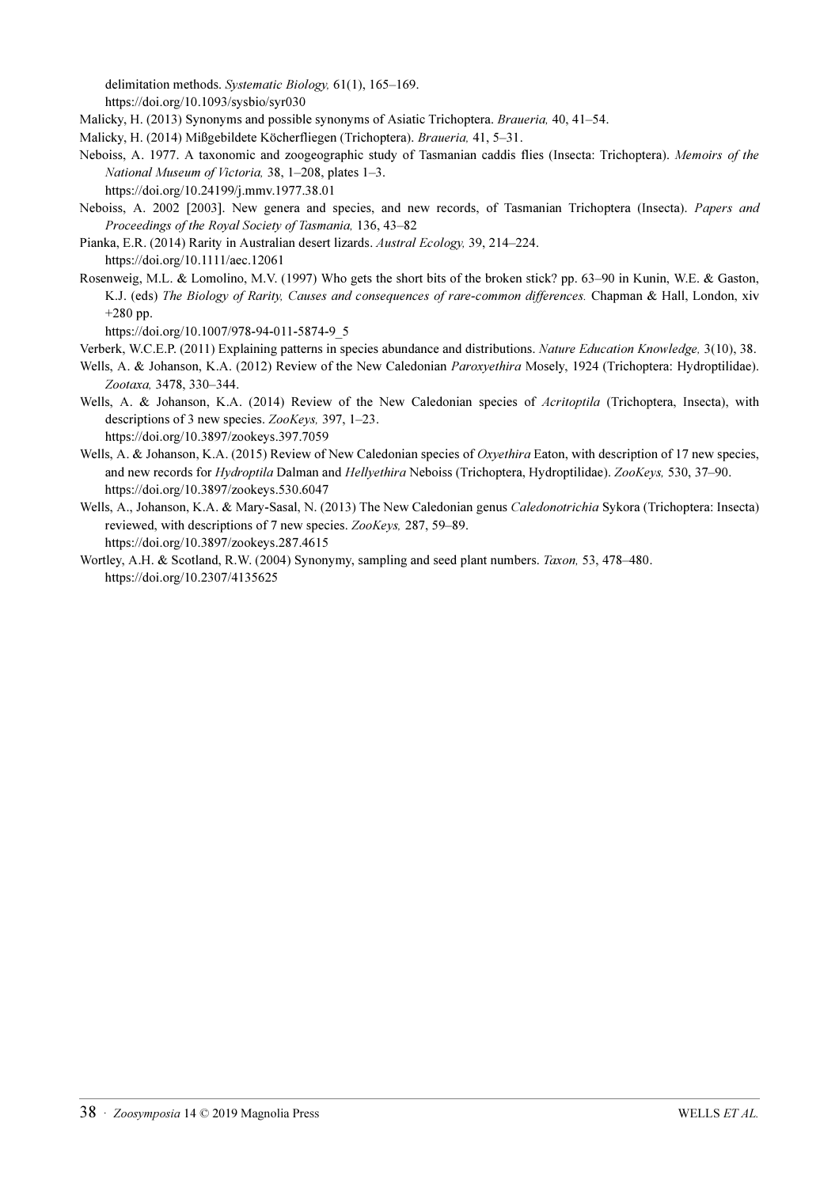delimitation methods. *Systematic Biology,* 61(1), 165–169.
https://doi.org/10.1093/sysbio/syr030

Malicky, H. (2013) Synonyms and possible synonyms of Asiatic Trichoptera. *Braueria,* 40, 41–54.

Malicky, H. (2014) Mißgebildete Köcherfliegen (Trichoptera). *Braueria,* 41, 5–31.

Neboiss, A. 1977. A taxonomic and zoogeographic study of Tasmanian caddis flies (Insecta: Trichoptera). *Memoirs of the National Museum of Victoria,* 38, 1–208, plates 1–3.
https://doi.org/10.24199/j.mmv.1977.38.01

Neboiss, A. 2002 [2003]. New genera and species, and new records, of Tasmanian Trichoptera (Insecta). *Papers and Proceedings of the Royal Society of Tasmania,* 136, 43–82

Pianka, E.R. (2014) Rarity in Australian desert lizards. *Austral Ecology,* 39, 214–224.
https://doi.org/10.1111/aec.12061

Rosenweig, M.L. & Lomolino, M.V. (1997) Who gets the short bits of the broken stick? pp. 63–90 in Kunin, W.E. & Gaston, K.J. (eds) *The Biology of Rarity, Causes and consequences of rare-common differences.* Chapman & Hall, London, xiv +280 pp.
https://doi.org/10.1007/978-94-011-5874-9_5

Verberk, W.C.E.P. (2011) Explaining patterns in species abundance and distributions. *Nature Education Knowledge,* 3(10), 38.

Wells, A. & Johanson, K.A. (2012) Review of the New Caledonian *Paroxyethira* Mosely, 1924 (Trichoptera: Hydroptilidae). *Zootaxa,* 3478, 330–344.

Wells, A. & Johanson, K.A. (2014) Review of the New Caledonian species of *Acritoptila* (Trichoptera, Insecta), with descriptions of 3 new species. *ZooKeys,* 397, 1–23.
https://doi.org/10.3897/zookeys.397.7059

Wells, A. & Johanson, K.A. (2015) Review of New Caledonian species of *Oxyethira* Eaton, with description of 17 new species, and new records for *Hydroptila* Dalman and *Hellyethira* Neboiss (Trichoptera, Hydroptilidae). *ZooKeys,* 530, 37–90.
https://doi.org/10.3897/zookeys.530.6047

Wells, A., Johanson, K.A. & Mary-Sasal, N. (2013) The New Caledonian genus *Caledonotrichia* Sykora (Trichoptera: Insecta) reviewed, with descriptions of 7 new species. *ZooKeys,* 287, 59–89.
https://doi.org/10.3897/zookeys.287.4615

Wortley, A.H. & Scotland, R.W. (2004) Synonymy, sampling and seed plant numbers. *Taxon,* 53, 478–480.
https://doi.org/10.2307/4135625